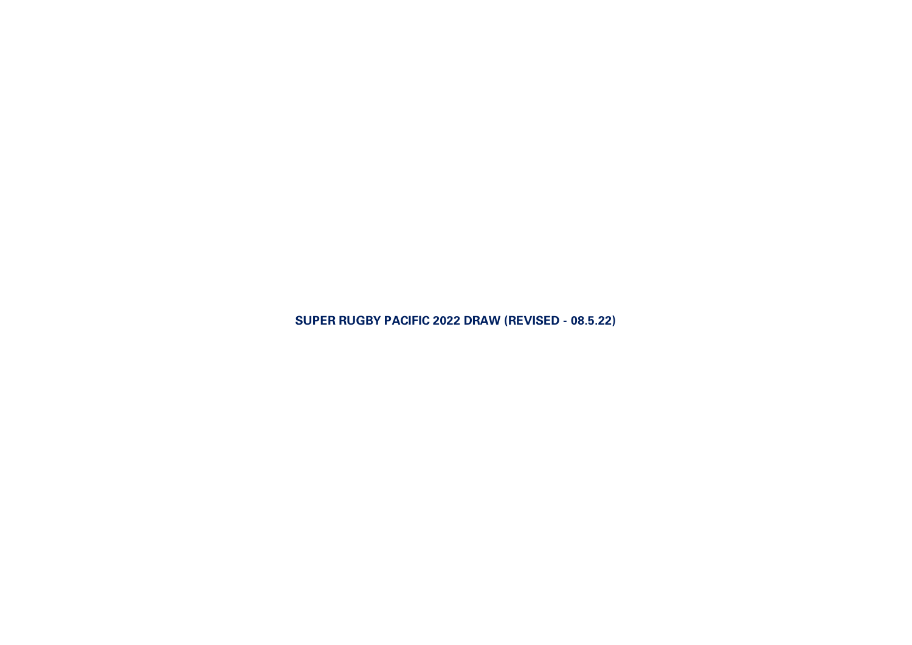# SUPER RUGBY PACIFIC 2022 DRAW (REVISED - 08.5.22)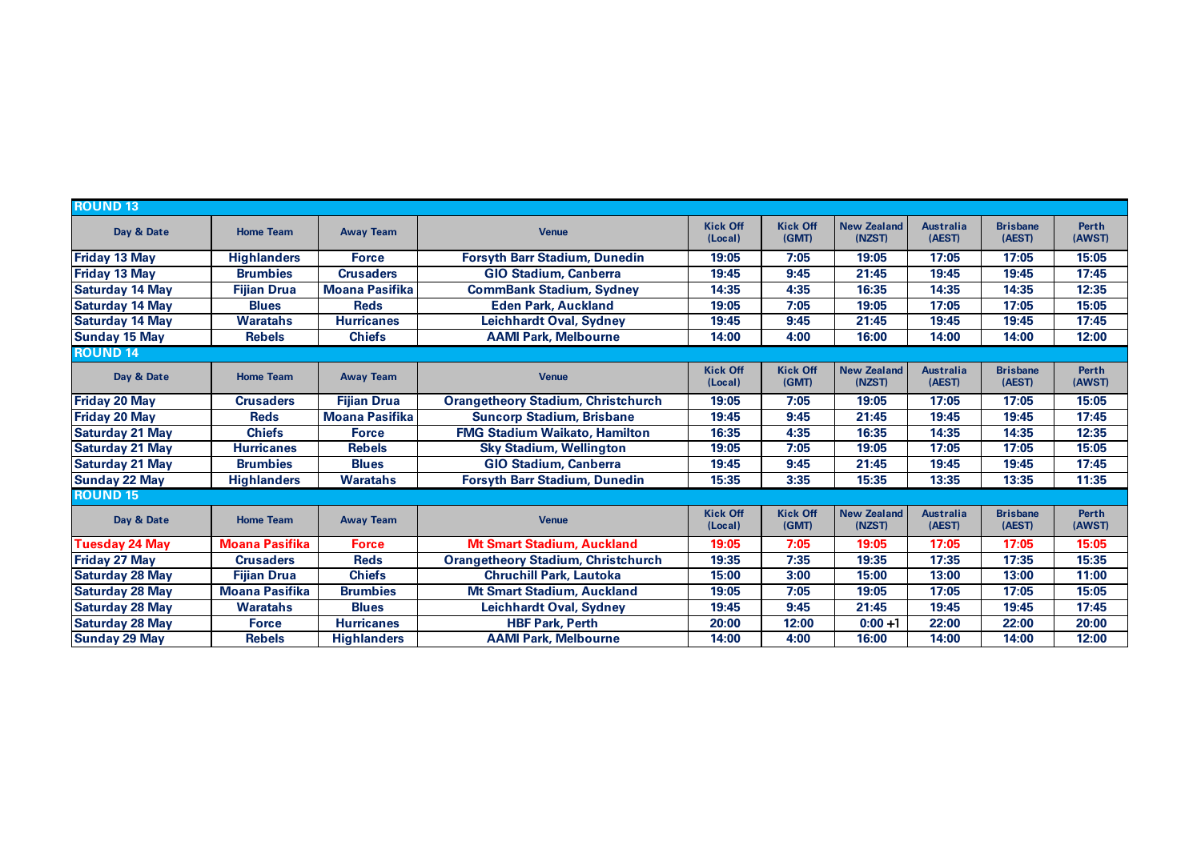## ROUND 13

| Day & Date | Home Team | Away Team | Venue | Kick Off (Local) | Kick Off (GMT) | New Zealand (NZST) | Australia (AEST) | Brisbane (AEST) | Perth (AWST) |
|---|---|---|---|---|---|---|---|---|---|
| Friday 13 May | Highlanders | Force | Forsyth Barr Stadium, Dunedin | 19:05 | 7:05 | 19:05 | 17:05 | 17:05 | 15:05 |
| Friday 13 May | Brumbies | Crusaders | GIO Stadium, Canberra | 19:45 | 9:45 | 21:45 | 19:45 | 19:45 | 17:45 |
| Saturday 14 May | Fijian Drua | Moana Pasifika | CommBank Stadium, Sydney | 14:35 | 4:35 | 16:35 | 14:35 | 14:35 | 12:35 |
| Saturday 14 May | Blues | Reds | Eden Park, Auckland | 19:05 | 7:05 | 19:05 | 17:05 | 17:05 | 15:05 |
| Saturday 14 May | Waratahs | Hurricanes | Leichhardt Oval, Sydney | 19:45 | 9:45 | 21:45 | 19:45 | 19:45 | 17:45 |
| Sunday 15 May | Rebels | Chiefs | AAMI Park, Melbourne | 14:00 | 4:00 | 16:00 | 14:00 | 14:00 | 12:00 |

## ROUND 14

| Day & Date | Home Team | Away Team | Venue | Kick Off (Local) | Kick Off (GMT) | New Zealand (NZST) | Australia (AEST) | Brisbane (AEST) | Perth (AWST) |
|---|---|---|---|---|---|---|---|---|---|
| Friday 20 May | Crusaders | Fijian Drua | Orangetheory Stadium, Christchurch | 19:05 | 7:05 | 19:05 | 17:05 | 17:05 | 15:05 |
| Friday 20 May | Reds | Moana Pasifika | Suncorp Stadium, Brisbane | 19:45 | 9:45 | 21:45 | 19:45 | 19:45 | 17:45 |
| Saturday 21 May | Chiefs | Force | FMG Stadium Waikato, Hamilton | 16:35 | 4:35 | 16:35 | 14:35 | 14:35 | 12:35 |
| Saturday 21 May | Hurricanes | Rebels | Sky Stadium, Wellington | 19:05 | 7:05 | 19:05 | 17:05 | 17:05 | 15:05 |
| Saturday 21 May | Brumbies | Blues | GIO Stadium, Canberra | 19:45 | 9:45 | 21:45 | 19:45 | 19:45 | 17:45 |
| Sunday 22 May | Highlanders | Waratahs | Forsyth Barr Stadium, Dunedin | 15:35 | 3:35 | 15:35 | 13:35 | 13:35 | 11:35 |

## ROUND 15

| Day & Date | Home Team | Away Team | Venue | Kick Off (Local) | Kick Off (GMT) | New Zealand (NZST) | Australia (AEST) | Brisbane (AEST) | Perth (AWST) |
|---|---|---|---|---|---|---|---|---|---|
| Tuesday 24 May | Moana Pasifika | Force | Mt Smart Stadium, Auckland | 19:05 | 7:05 | 19:05 | 17:05 | 17:05 | 15:05 |
| Friday 27 May | Crusaders | Reds | Orangetheory Stadium, Christchurch | 19:35 | 7:35 | 19:35 | 17:35 | 17:35 | 15:35 |
| Saturday 28 May | Fijian Drua | Chiefs | Chruchill Park, Lautoka | 15:00 | 3:00 | 15:00 | 13:00 | 13:00 | 11:00 |
| Saturday 28 May | Moana Pasifika | Brumbies | Mt Smart Stadium, Auckland | 19:05 | 7:05 | 19:05 | 17:05 | 17:05 | 15:05 |
| Saturday 28 May | Waratahs | Blues | Leichhardt Oval, Sydney | 19:45 | 9:45 | 21:45 | 19:45 | 19:45 | 17:45 |
| Saturday 28 May | Force | Hurricanes | HBF Park, Perth | 20:00 | 12:00 | 0:00 +1 | 22:00 | 22:00 | 20:00 |
| Sunday 29 May | Rebels | Highlanders | AAMI Park, Melbourne | 14:00 | 4:00 | 16:00 | 14:00 | 14:00 | 12:00 |